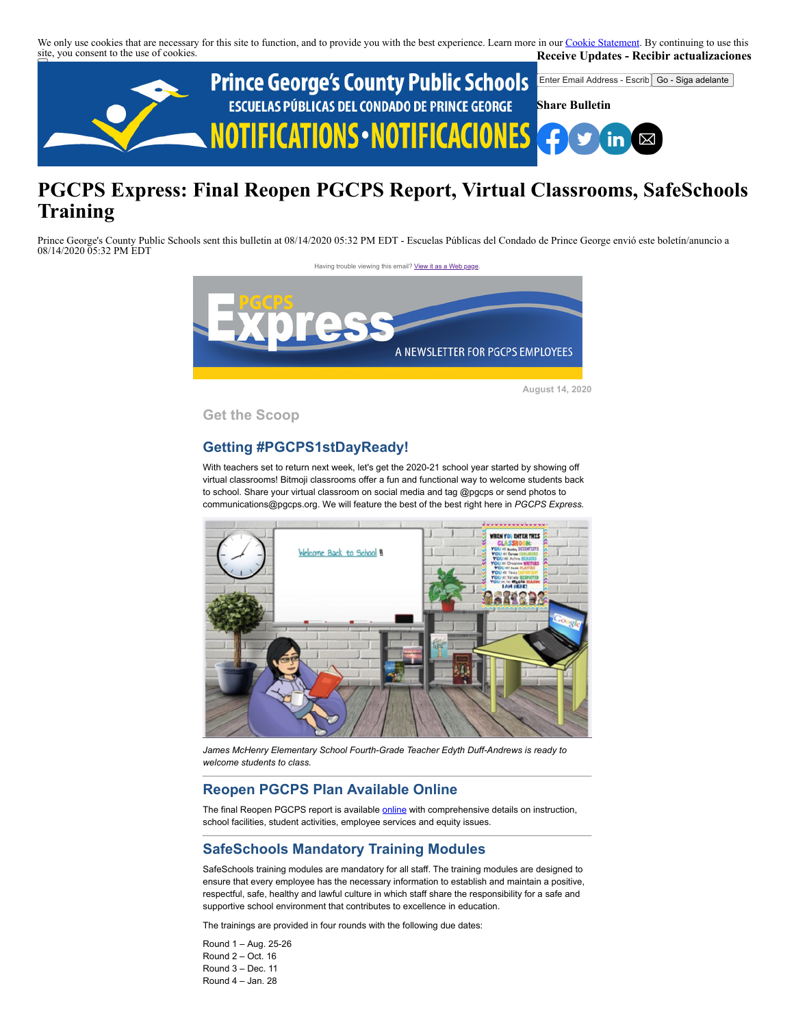We only use cookies that are necessary for this site to function, and to provide you with the best experience. Learn more in our Cookie Statement. By continuing to use this site, you consent to the use of cookies.

**Receive Updates - Recibir actualizaciones**

Enter Email Address - Escrib | Go - Siga adelante

**Share Bulletin**

# PGCPS Express: Final Reopen PGCPS Report, Virtual Classrooms, SafeSchools Training

Prince George's County Public Schools sent this bulletin at 08/14/2020 05:32 PM EDT - Escuelas Públicas del Condado de Prince George envió este boletín/anuncio a 08/14/2020 05:32 PM EDT

Having trouble viewing this email? View it as a Web page.

August 14, 2020

## Get the Scoop

### Getting #PGCPS1stDayReady!

With teachers set to return next week, let's get the 2020-21 school year started by showing off virtual classrooms! Bitmoji classrooms offer a fun and functional way to welcome students back to school. Share your virtual classroom on social media and tag @pgcps or send photos to communications@pgcps.org. We will feature the best of the best right here in *PGCPS Express.*

*James McHenry Elementary School Fourth-Grade Teacher Edyth Duff-Andrews is ready to welcome students to class.*

### Reopen PGCPS Plan Available Online

The final Reopen PGCPS report is available online with comprehensive details on instruction, school facilities, student activities, employee services and equity issues.

### SafeSchools Mandatory Training Modules

SafeSchools training modules are mandatory for all staff. The training modules are designed to ensure that every employee has the necessary information to establish and maintain a positive, respectful, safe, healthy and lawful culture in which staff share the responsibility for a safe and supportive school environment that contributes to excellence in education.

The trainings are provided in four rounds with the following due dates:

Round 1 – Aug. 25-26
Round 2 – Oct. 16
Round 3 – Dec. 11
Round 4 – Jan. 28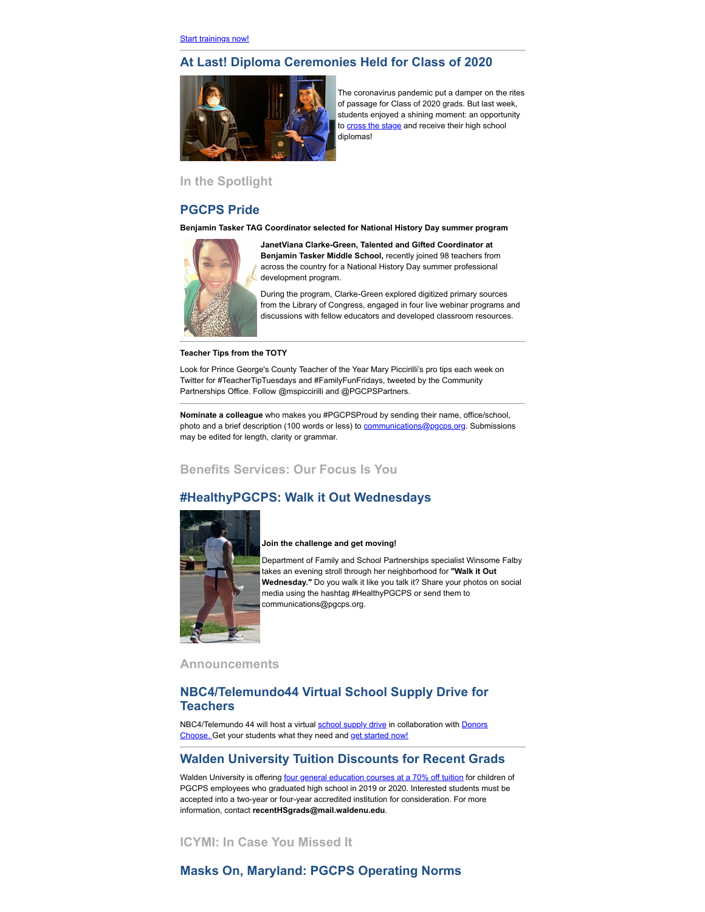Start trainings now!

## At Last! Diploma Ceremonies Held for Class of 2020

The coronavirus pandemic put a damper on the rites of passage for Class of 2020 grads. But last week, students enjoyed a shining moment: an opportunity to cross the stage and receive their high school diplomas!

### In the Spotlight

## PGCPS Pride

**Benjamin Tasker TAG Coordinator selected for National History Day summer program**

**JanetViana Clarke-Green, Talented and Gifted Coordinator at Benjamin Tasker Middle School,** recently joined 98 teachers from across the country for a National History Day summer professional development program.

During the program, Clarke-Green explored digitized primary sources from the Library of Congress, engaged in four live webinar programs and discussions with fellow educators and developed classroom resources.

**Teacher Tips from the TOTY**

Look for Prince George's County Teacher of the Year Mary Piccirilli's pro tips each week on Twitter for #TeacherTipTuesdays and #FamilyFunFridays, tweeted by the Community Partnerships Office. Follow @mspiccirilli and @PGCPSPartners.

**Nominate a colleague** who makes you #PGCPSProud by sending their name, office/school, photo and a brief description (100 words or less) to communications@pgcps.org. Submissions may be edited for length, clarity or grammar.

### Benefits Services: Our Focus Is You

## #HealthyPGCPS: Walk it Out Wednesdays

**Join the challenge and get moving!**

Department of Family and School Partnerships specialist Winsome Falby takes an evening stroll through her neighborhood for **"Walk it Out Wednesday."** Do you walk it like you talk it? Share your photos on social media using the hashtag #HealthyPGCPS or send them to communications@pgcps.org.

### Announcements

## NBC4/Telemundo44 Virtual School Supply Drive for Teachers

NBC4/Telemundo 44 will host a virtual school supply drive in collaboration with Donors Choose. Get your students what they need and get started now!

## Walden University Tuition Discounts for Recent Grads

Walden University is offering four general education courses at a 70% off tuition for children of PGCPS employees who graduated high school in 2019 or 2020. Interested students must be accepted into a two-year or four-year accredited institution for consideration. For more information, contact **recentHSgrads@mail.waldenu.edu**.

### ICYMI: In Case You Missed It

## Masks On, Maryland: PGCPS Operating Norms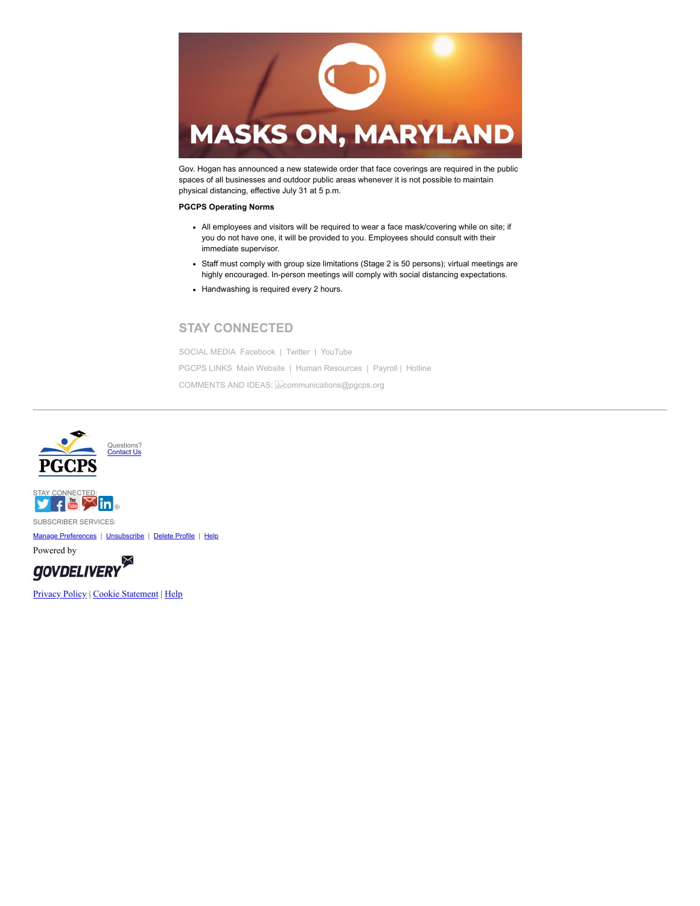MASKS ON, MARYLAND

Gov. Hogan has announced a new statewide order that face coverings are required in the public spaces of all businesses and outdoor public areas whenever it is not possible to maintain physical distancing, effective July 31 at 5 p.m.

**PGCPS Operating Norms**

- All employees and visitors will be required to wear a face mask/covering while on site; if you do not have one, it will be provided to you. Employees should consult with their immediate supervisor.
- Staff must comply with group size limitations (Stage 2 is 50 persons); virtual meetings are highly encouraged. In-person meetings will comply with social distancing expectations.
- Handwashing is required every 2 hours.

## STAY CONNECTED

SOCIAL MEDIA Facebook | Twitter | YouTube

PGCPS LINKS Main Website | Human Resources | Payroll | Hotline

COMMENTS AND IDEAS: communications@pgcps.org

---

PGCPS

Questions?
Contact Us

STAY CONNECTED:

SUBSCRIBER SERVICES:

Manage Preferences | Unsubscribe | Delete Profile | Help

Powered by

GOVDELIVERY

Privacy Policy | Cookie Statement | Help